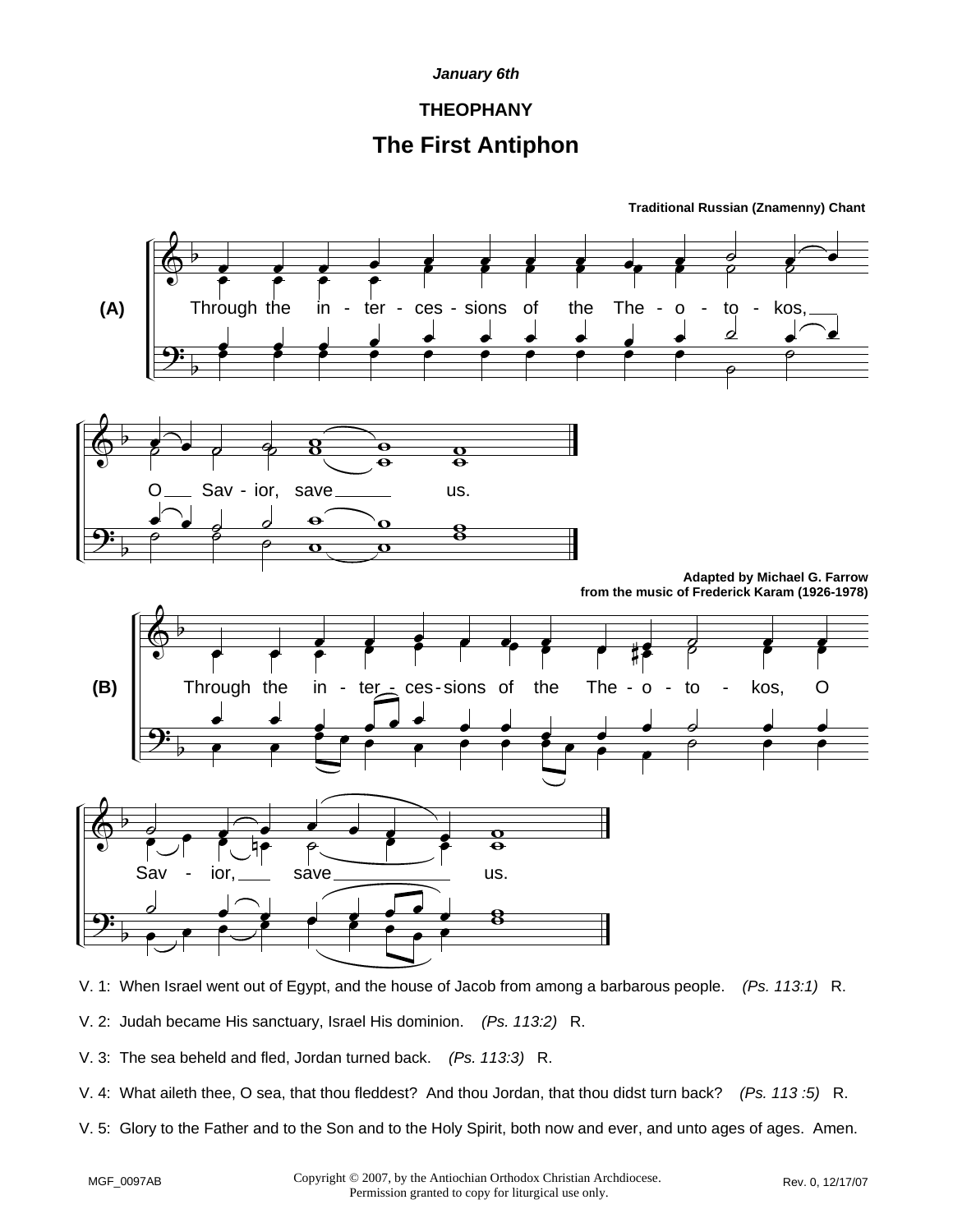*January 6th*

**THEOPHANY**

# The First Antiphon

**Traditional Russian (Znamenny) Chant**

**(A)**

Through the in - ter - ces - sions of the The - o - to - kos,

O Sav - ior, save us.

**Adapted by Michael G. Farrow**
**from the music of Frederick Karam (1926-1978)**

**(B)**

Through the in - ter - ces - sions of the The - o - to - kos, O

Sav - ior, save us.

V. 1: When Israel went out of Egypt, and the house of Jacob from among a barbarous people. *(Ps. 113:1)* R.

V. 2: Judah became His sanctuary, Israel His dominion. *(Ps. 113:2)* R.

V. 3: The sea beheld and fled, Jordan turned back. *(Ps. 113:3)* R.

V. 4: What aileth thee, O sea, that thou fleddest? And thou Jordan, that thou didst turn back? *(Ps. 113 :5)* R.

V. 5: Glory to the Father and to the Son and to the Holy Spirit, both now and ever, and unto ages of ages. Amen.

MGF_0097AB

Copyright © 2007, by the Antiochian Orthodox Christian Archdiocese.
Permission granted to copy for liturgical use only.

Rev. 0, 12/17/07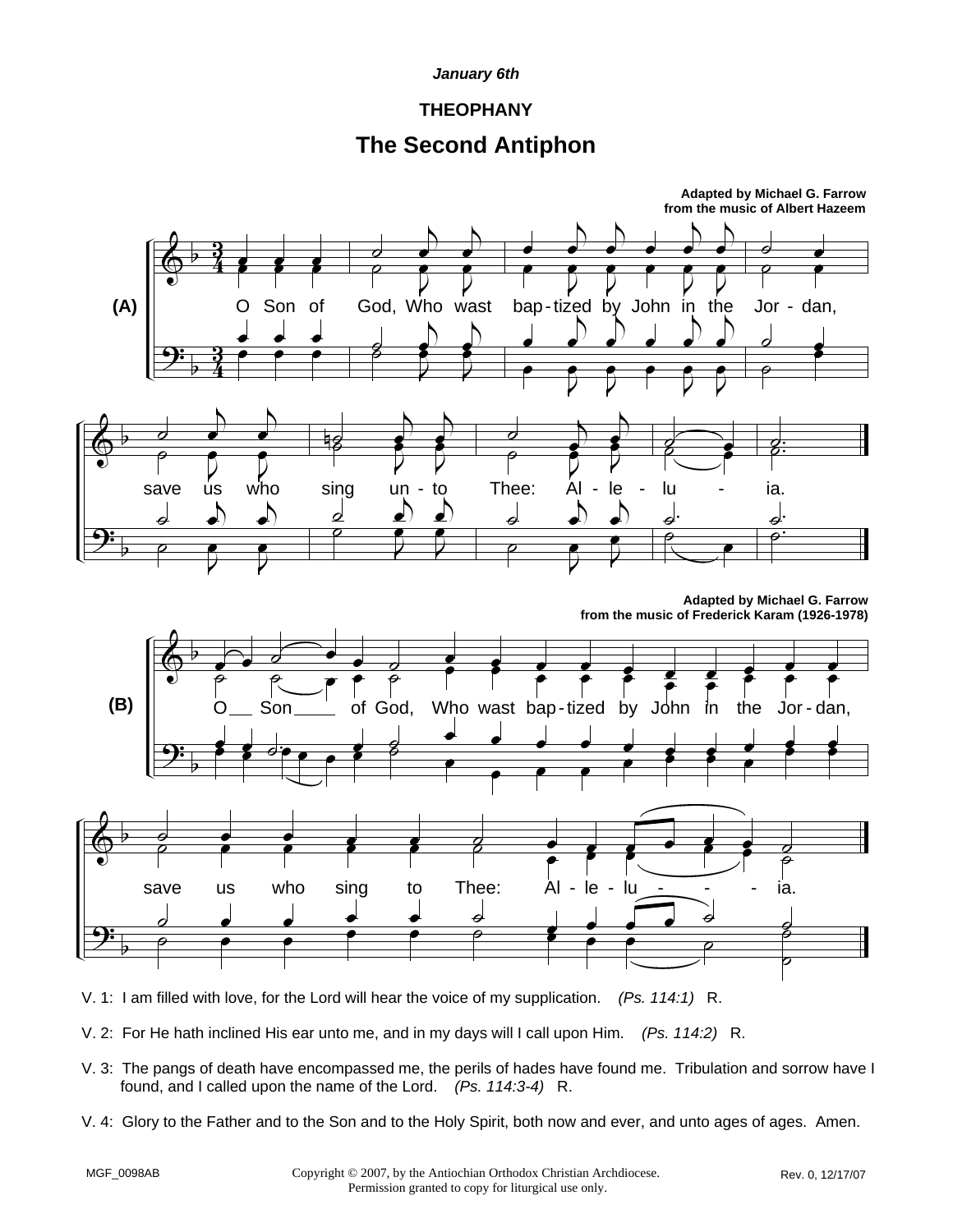*January 6th*

**THEOPHANY**

# The Second Antiphon

**Adapted by Michael G. Farrow from the music of Albert Hazeem**

**(A)**

O Son of God, Who wast bap-tized by John in the Jor-dan, save us who sing un-to Thee: Al-le-lu-ia.

**Adapted by Michael G. Farrow from the music of Frederick Karam (1926-1978)**

**(B)**

O Son of God, Who wast bap-tized by John in the Jor-dan, save us who sing to Thee: Al-le-lu-ia.

V. 1: I am filled with love, for the Lord will hear the voice of my supplication. *(Ps. 114:1)* R.

V. 2: For He hath inclined His ear unto me, and in my days will I call upon Him. *(Ps. 114:2)* R.

V. 3: The pangs of death have encompassed me, the perils of hades have found me. Tribulation and sorrow have I found, and I called upon the name of the Lord. *(Ps. 114:3-4)* R.

V. 4: Glory to the Father and to the Son and to the Holy Spirit, both now and ever, and unto ages of ages. Amen.

MGF_0098AB

Copyright © 2007, by the Antiochian Orthodox Christian Archdiocese. Permission granted to copy for liturgical use only.

Rev. 0, 12/17/07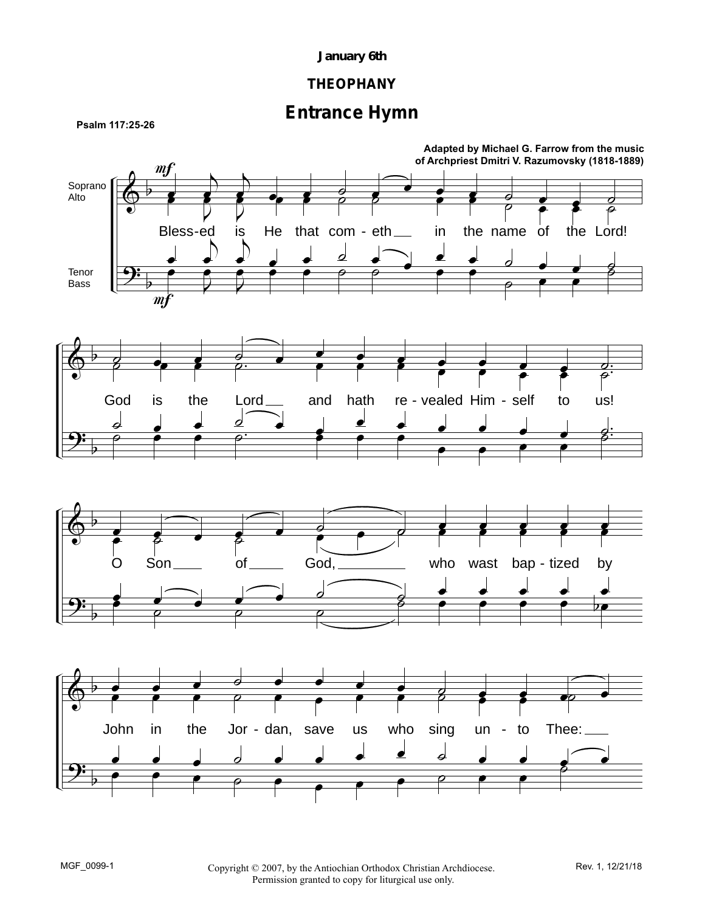**January 6th**

**THEOPHANY**

## Entrance Hymn

Psalm 117:25-26

Adapted by Michael G. Farrow from the music of Archpriest Dmitri V. Razumovsky (1818-1889)

Soprano / Alto — Tenor / Bass

*mf*

Bless-ed is He that com - eth in the name of the Lord!

God is the Lord and hath re - vealed Him - self to us!

O Son of God, who wast bap - tized by

John in the Jor - dan, save us who sing un - to Thee:

MGF_0099-1

Copyright © 2007, by the Antiochian Orthodox Christian Archdiocese.
Permission granted to copy for liturgical use only.

Rev. 1, 12/21/18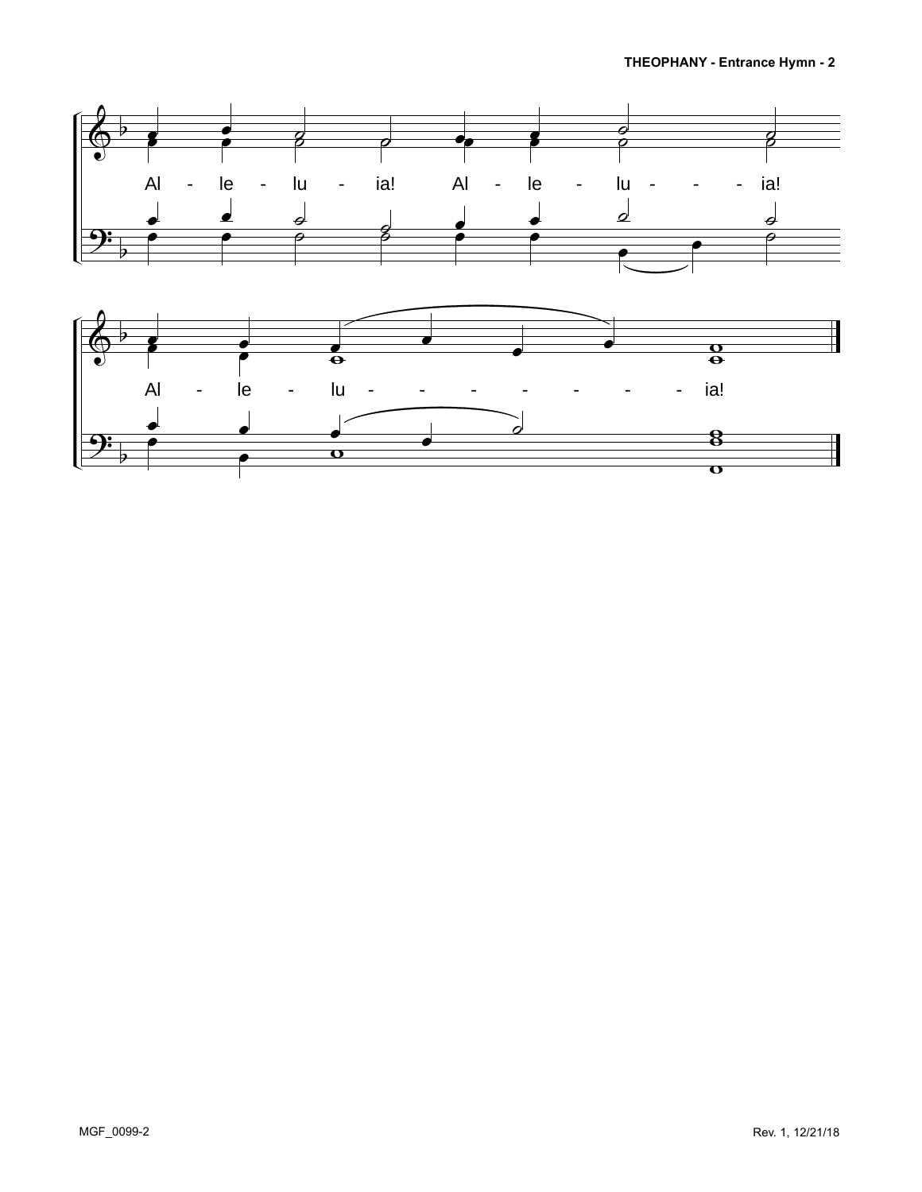Al - le - lu - ia! Al - le - lu - - - ia!

Al - le - lu - - - - - - - ia!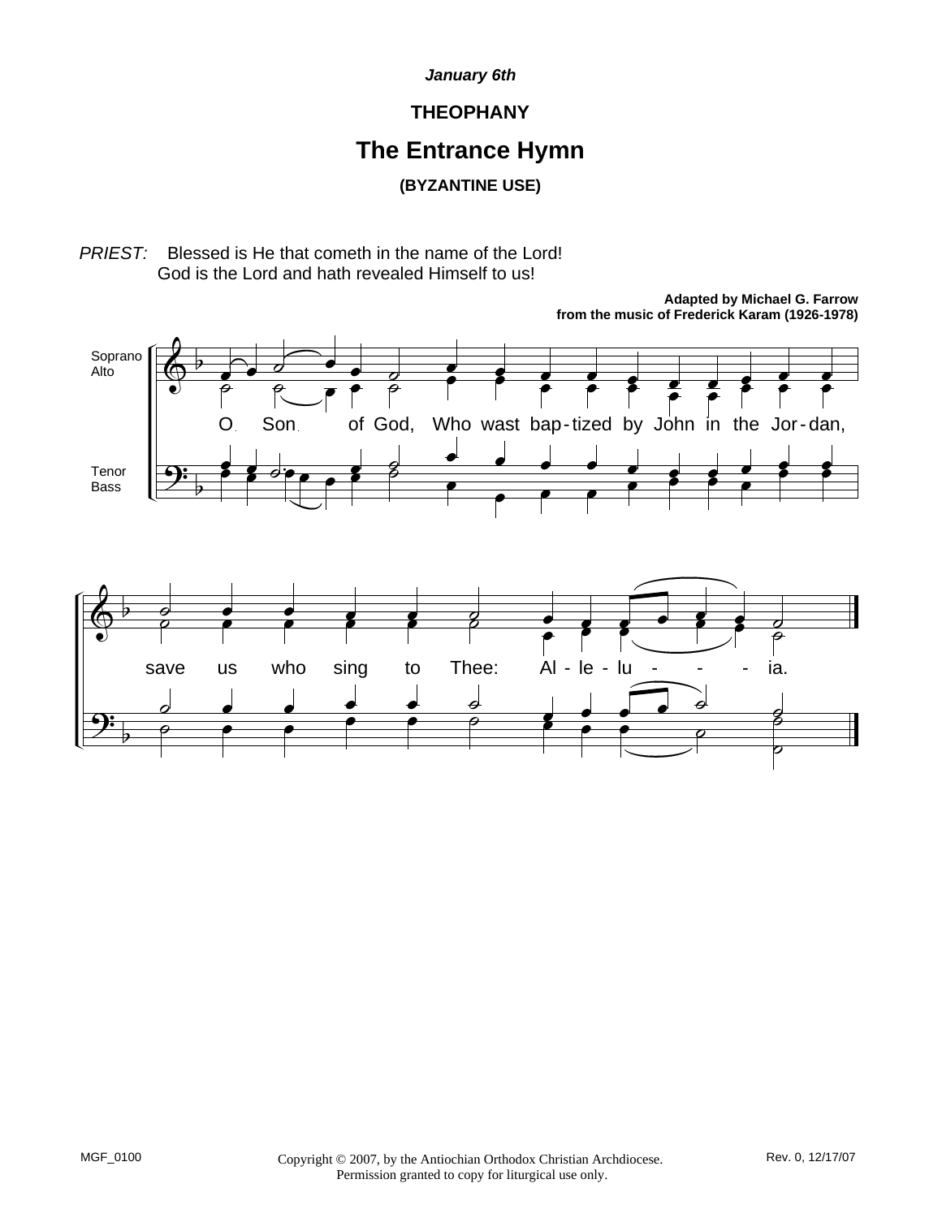*January 6th*

**THEOPHANY**

## The Entrance Hymn

**(BYZANTINE USE)**

*PRIEST:* Blessed is He that cometh in the name of the Lord!
God is the Lord and hath revealed Himself to us!

**Adapted by Michael G. Farrow**
**from the music of Frederick Karam (1926-1978)**

Soprano
Alto

Tenor
Bass

O Son of God, Who wast bap-tized by John in the Jor-dan,

save us who sing to Thee: Al - le - lu - - - ia.

MGF_0100

Copyright © 2007, by the Antiochian Orthodox Christian Archdiocese.
Permission granted to copy for liturgical use only.

Rev. 0, 12/17/07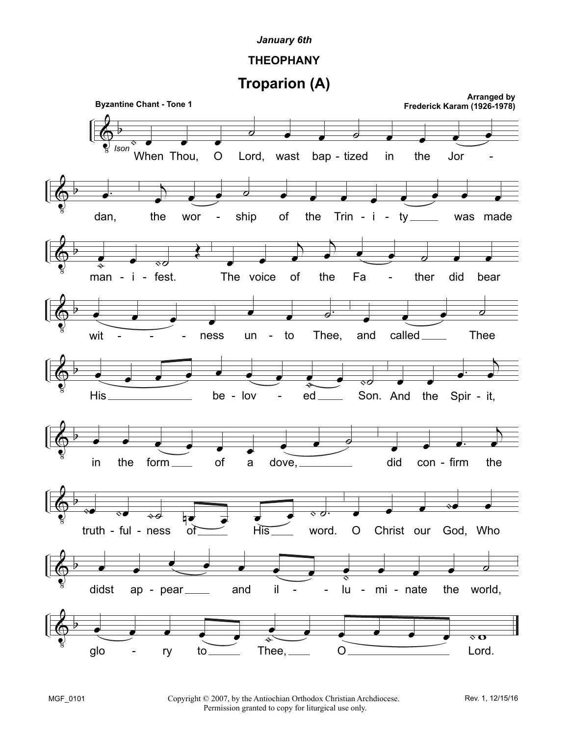*January 6th*

**THEOPHANY**

# Troparion (A)

**Byzantine Chant - Tone 1**

**Arranged by Frederick Karam (1926-1978)**

*Ison*

When Thou, O Lord, wast bap - tized in the Jor - dan, the wor - ship of the Trin - i - ty was made man - i - fest. The voice of the Fa - ther did bear wit - ness un - to Thee, and called Thee His be - lov - ed Son. And the Spir - it, in the form of a dove, did con - firm the truth - ful - ness of His word. O Christ our God, Who didst ap - pear and il - lu - mi - nate the world, glo - ry to Thee, O Lord.

MGF_0101

Copyright © 2007, by the Antiochian Orthodox Christian Archdiocese.
Permission granted to copy for liturgical use only.

Rev. 1, 12/15/16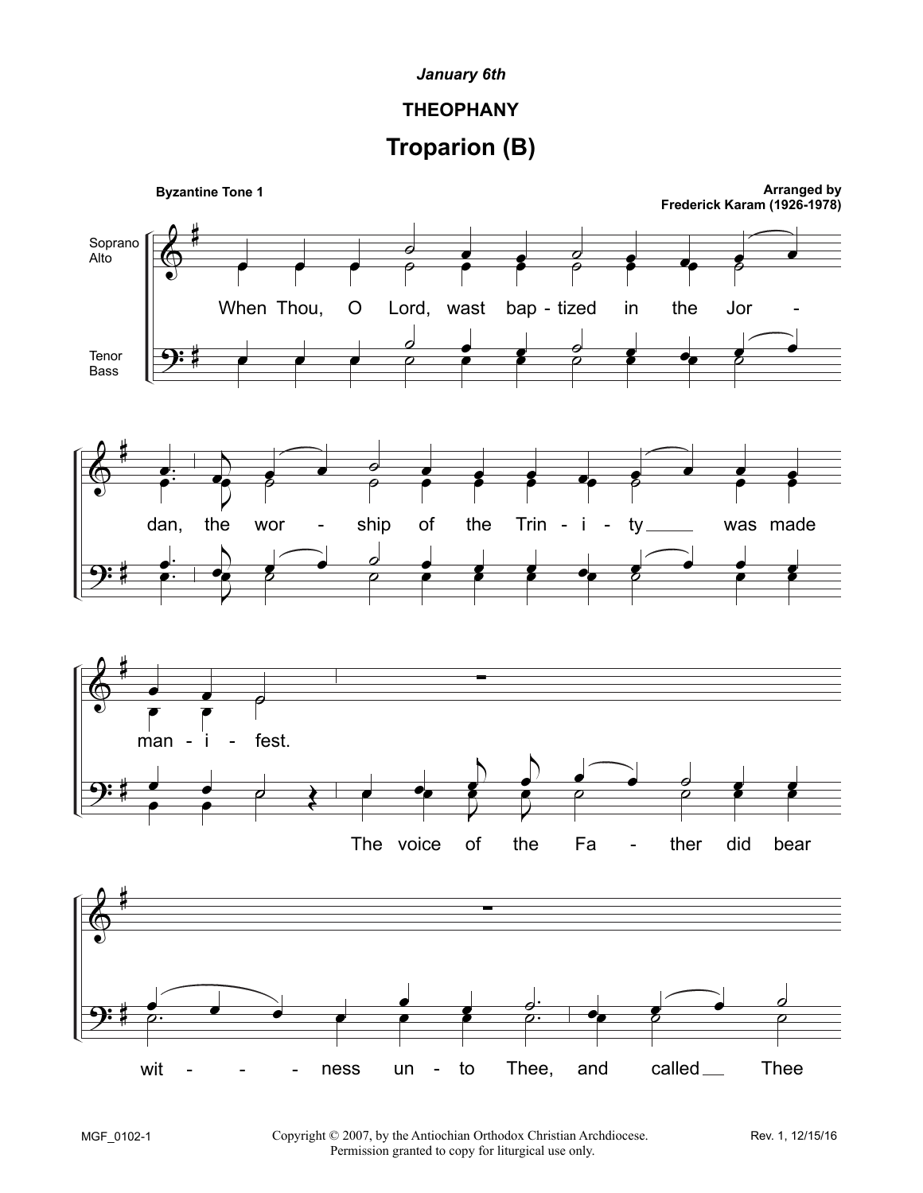*January 6th*

**THEOPHANY**

# Troparion (B)

**Byzantine Tone 1**

**Arranged by Frederick Karam (1926-1978)**

Soprano
Alto

Tenor
Bass

When Thou, O Lord, wast bap - tized in the Jor - dan, the wor - ship of the Trin - i - ty was made man - i - fest.

The voice of the Fa - ther did bear wit - - - ness un - to Thee, and called Thee

MGF_0102-1

Copyright © 2007, by the Antiochian Orthodox Christian Archdiocese.
Permission granted to copy for liturgical use only.

Rev. 1, 12/15/16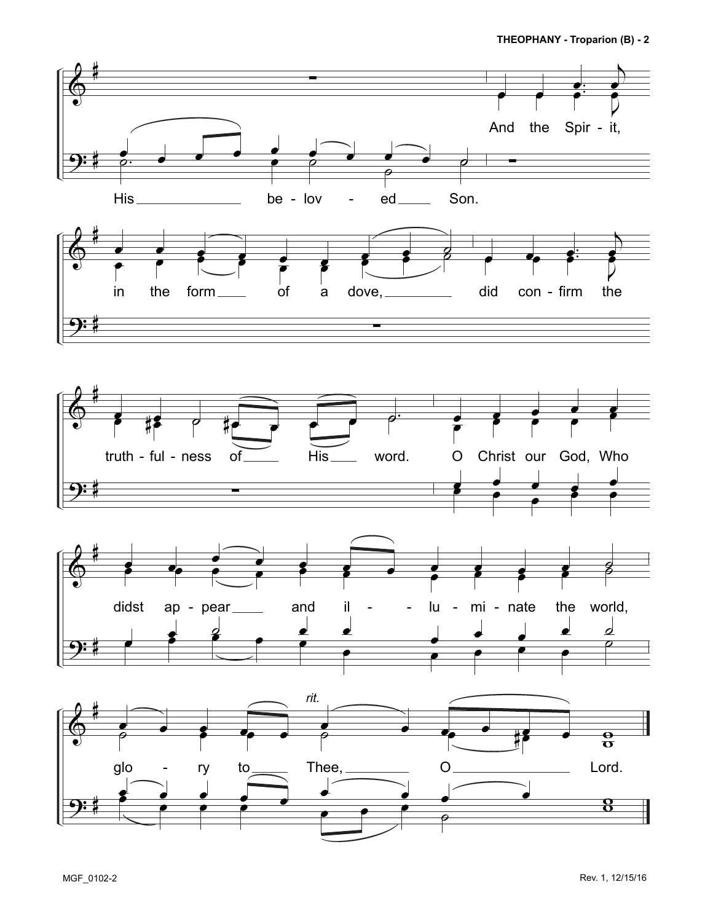His ___ be - lov - ed ___ Son.

And the Spir - it,

in the form ___ of a dove, ___ did con - firm the

truth - ful - ness of ___ His ___ word.

O Christ our God, Who

didst ap - pear ___ and il - - lu - mi - nate the world,

*rit.*

glo - ry to ___ Thee, ___ O ___ Lord.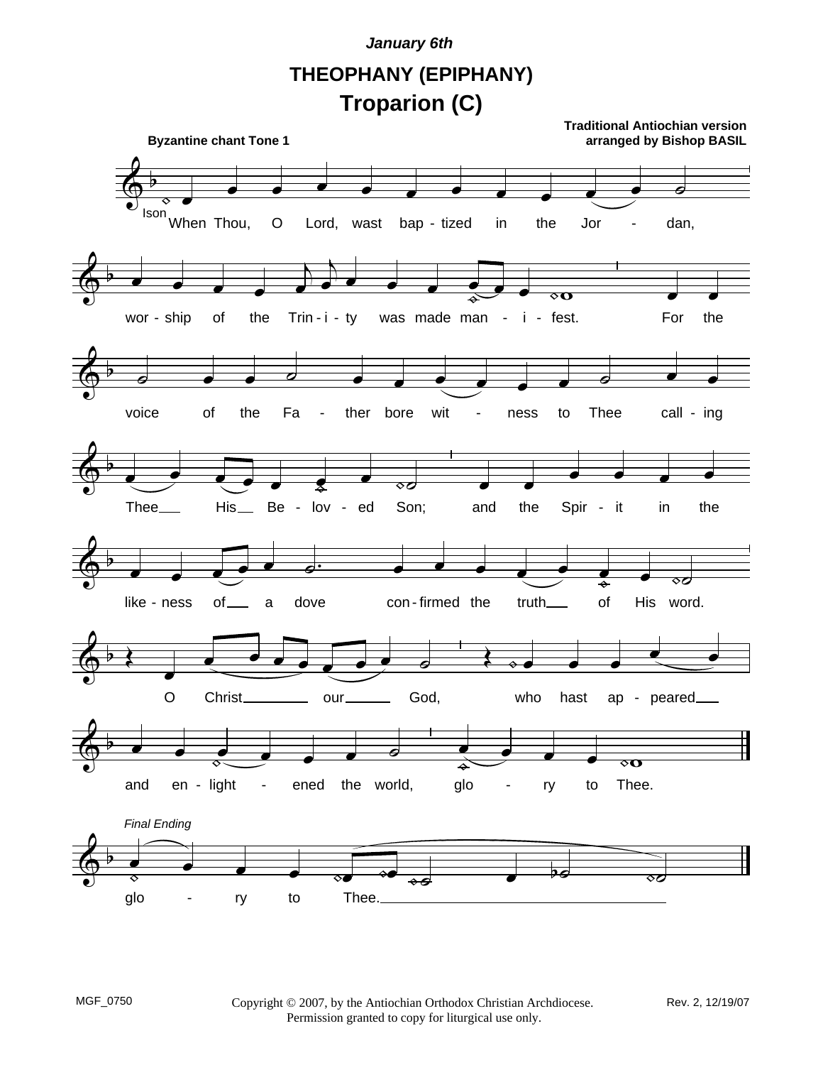*January 6th*

## THEOPHANY (EPIPHANY)

# Troparion (C)

**Byzantine chant Tone 1**

**Traditional Antiochian version arranged by Bishop BASIL**

Ison

When Thou, O Lord, wast bap - tized in the Jor - dan,

wor - ship of the Trin - i - ty was made man - i - fest. For the

voice of the Fa - ther bore wit - ness to Thee call - ing

Thee His Be - lov - ed Son; and the Spir - it in the

like - ness of a dove con - firmed the truth of His word.

O Christ our God, who hast ap - peared

and en - light - ened the world, glo - ry to Thee.

*Final Ending*

glo - ry to Thee.

MGF_0750

Copyright © 2007, by the Antiochian Orthodox Christian Archdiocese.
Permission granted to copy for liturgical use only.

Rev. 2, 12/19/07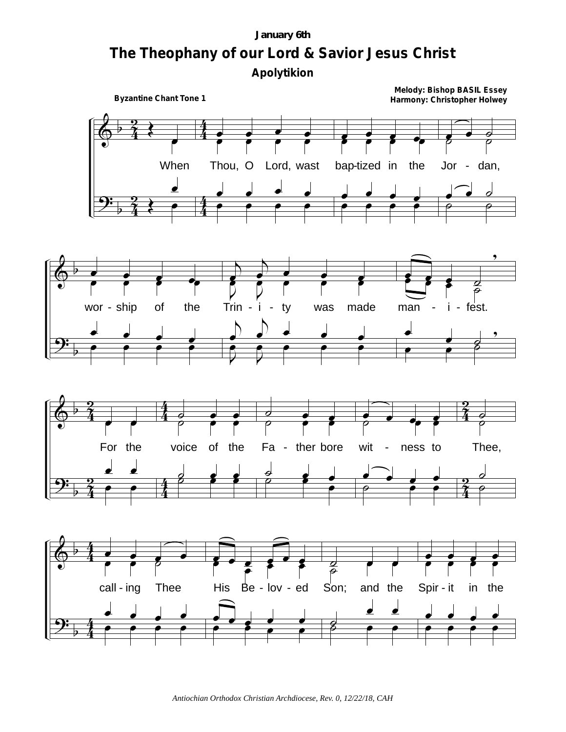January 6th

# The Theophany of our Lord & Savior Jesus Christ

## Apolytikion

Byzantine Chant Tone 1

Melody: Bishop BASIL Essey
Harmony: Christopher Holwey

When Thou, O Lord, wast bap-tized in the Jor - dan,

wor - ship of the Trin - i - ty was made man - i - fest.

For the voice of the Fa - ther bore wit - ness to Thee,

call - ing Thee His Be - lov - ed Son; and the Spir - it in the

*Antiochian Orthodox Christian Archdiocese, Rev. 0, 12/22/18, CAH*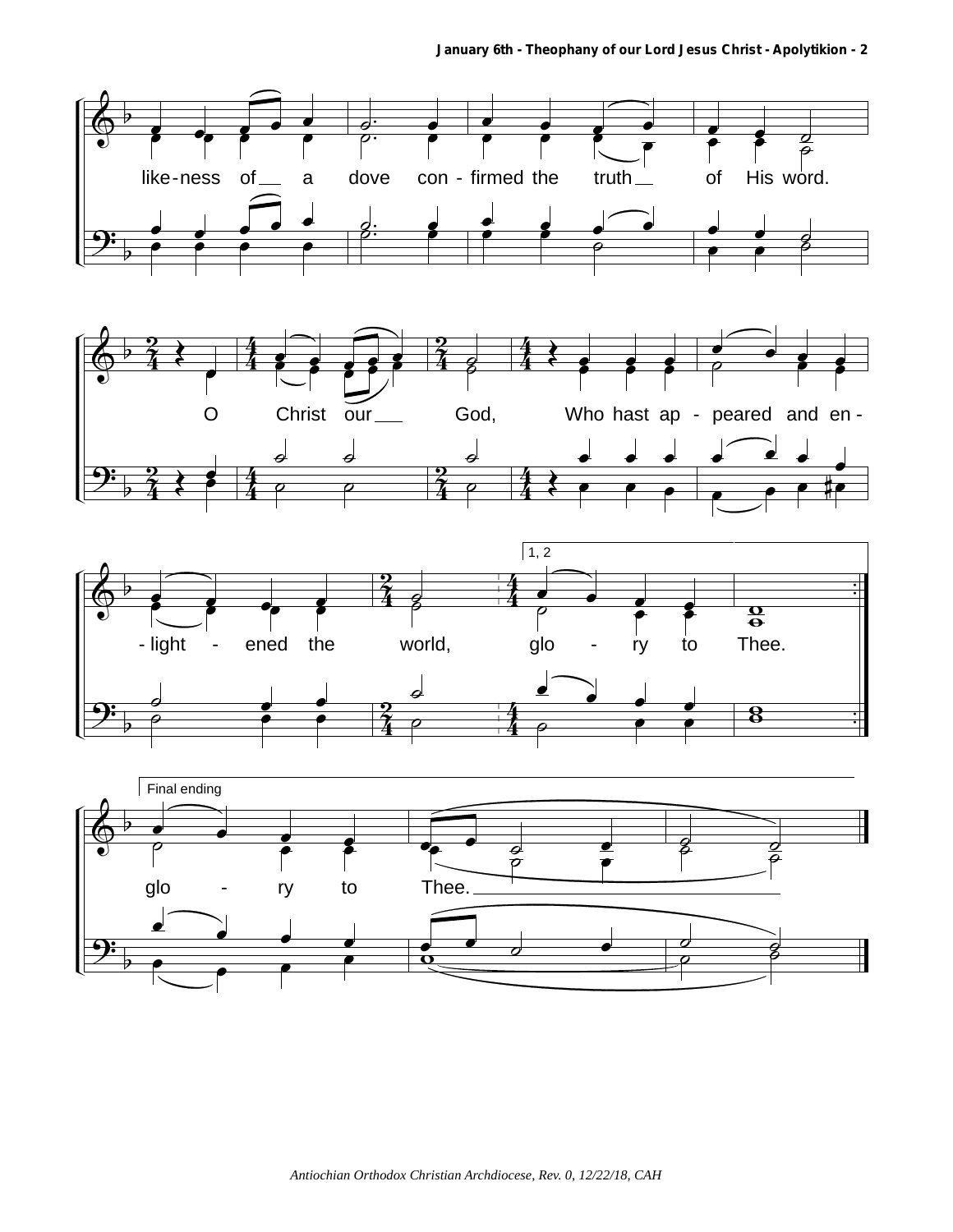like - ness of a dove con - firmed the truth of His word.

O Christ our God, Who hast ap - peared and en -

- light - ened the world, glo - ry to Thee.

1, 2

Final ending

glo - ry to Thee.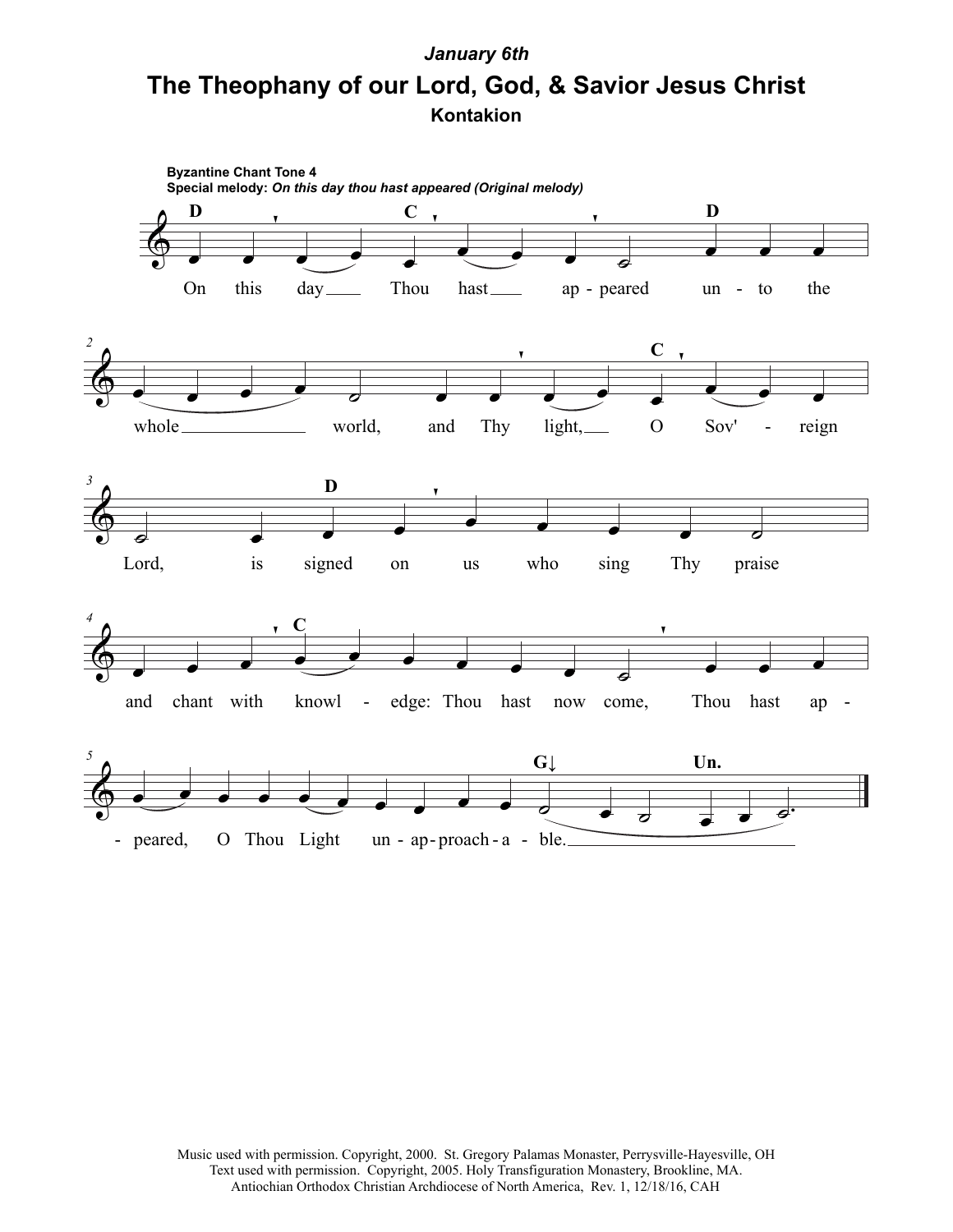*January 6th*

# The Theophany of our Lord, God, & Savior Jesus Christ

## Kontakion

**Byzantine Chant Tone 4**
**Special melody:** *On this day thou hast appeared (Original melody)*

On this day Thou hast ap-peared un-to the whole world, and Thy light, O Sov'-reign Lord, is signed on us who sing Thy praise and chant with knowl-edge: Thou hast now come, Thou hast ap-peared, O Thou Light un-ap-proach-a-ble.

Music used with permission. Copyright, 2000. St. Gregory Palamas Monaster, Perrysville-Hayesville, OH
Text used with permission. Copyright, 2005. Holy Transfiguration Monastery, Brookline, MA.
Antiochian Orthodox Christian Archdiocese of North America, Rev. 1, 12/18/16, CAH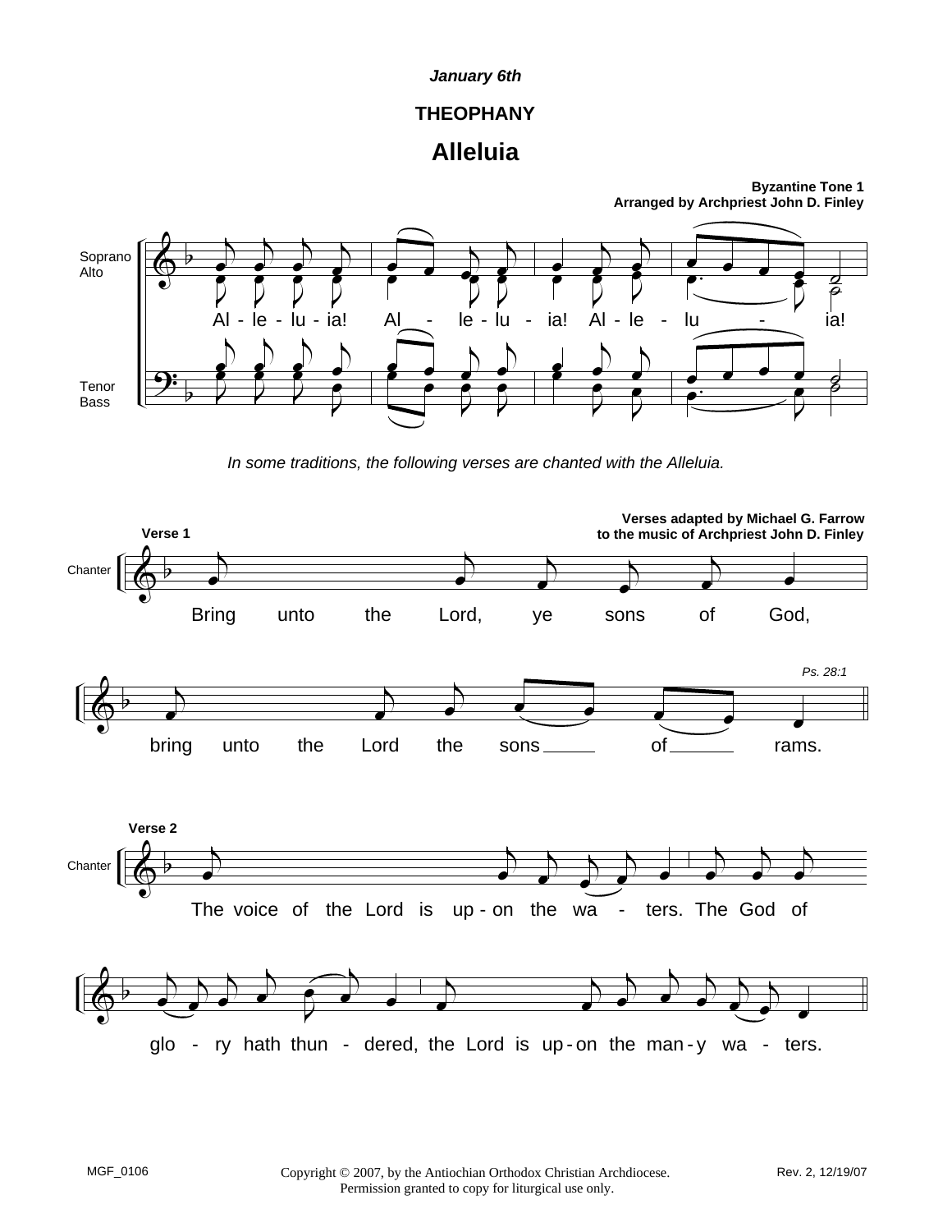*January 6th*

**THEOPHANY**

# Alleluia

**Byzantine Tone 1**
**Arranged by Archpriest John D. Finley**

Soprano
Alto

Al - le - lu - ia! Al - le - lu - ia! Al - le - lu - ia!

Tenor
Bass

*In some traditions, the following verses are chanted with the Alleluia.*

**Verses adapted by Michael G. Farrow**
**to the music of Archpriest John D. Finley**

**Verse 1**

Chanter

Bring unto the Lord, ye sons of God,

bring unto the Lord the sons of rams.

*Ps. 28:1*

**Verse 2**

Chanter

The voice of the Lord is up - on the wa - ters. The God of

glo - ry hath thun - dered, the Lord is up - on the man - y wa - ters.

MGF_0106

Copyright © 2007, by the Antiochian Orthodox Christian Archdiocese.
Permission granted to copy for liturgical use only.

Rev. 2, 12/19/07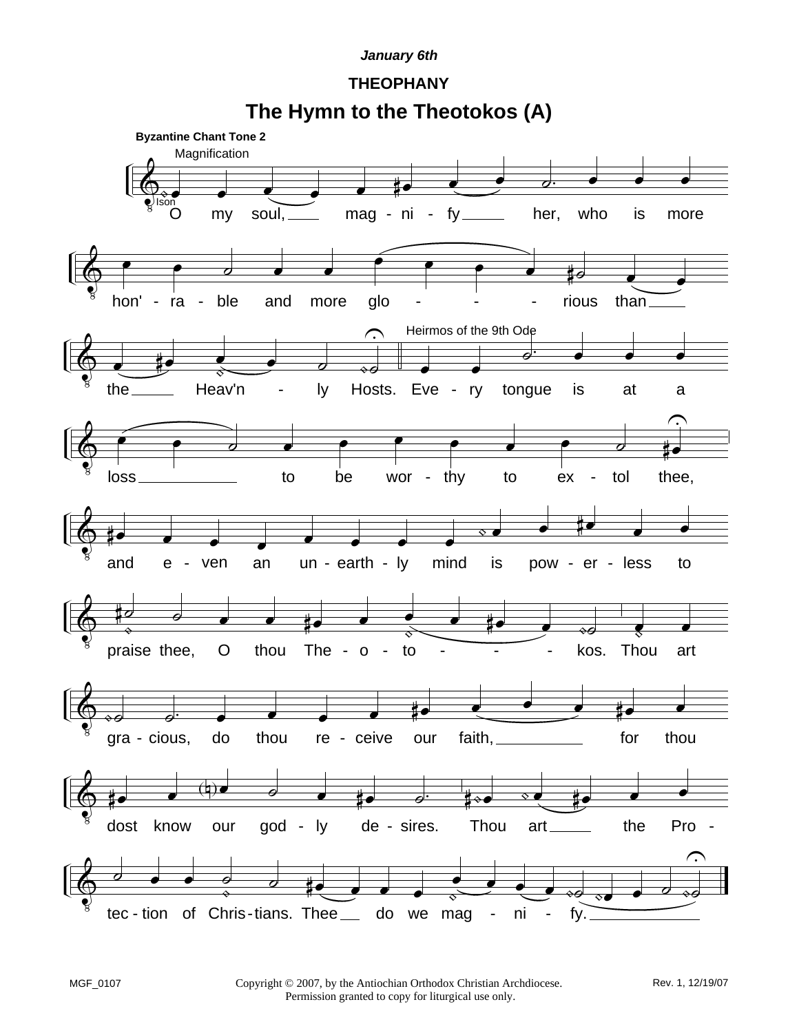*January 6th*

**THEOPHANY**

# The Hymn to the Theotokos (A)

**Byzantine Chant Tone 2**

Magnification

Ison

O my soul, mag - ni - fy her, who is more hon' - ra - ble and more glo - - - rious than the Heav'n - ly Hosts.

Heirmos of the 9th Ode

Eve - ry tongue is at a loss to be wor - thy to ex - tol thee, and e - ven an un - earth - ly mind is pow - er - less to praise thee, O thou The - o - to - - - kos. Thou art gra - cious, do thou re - ceive our faith, for thou dost know our god - ly de - sires. Thou art the Pro - tec - tion of Chris - tians. Thee do we mag - ni - fy.

MGF_0107 Copyright © 2007, by the Antiochian Orthodox Christian Archdiocese. Permission granted to copy for liturgical use only. Rev. 1, 12/19/07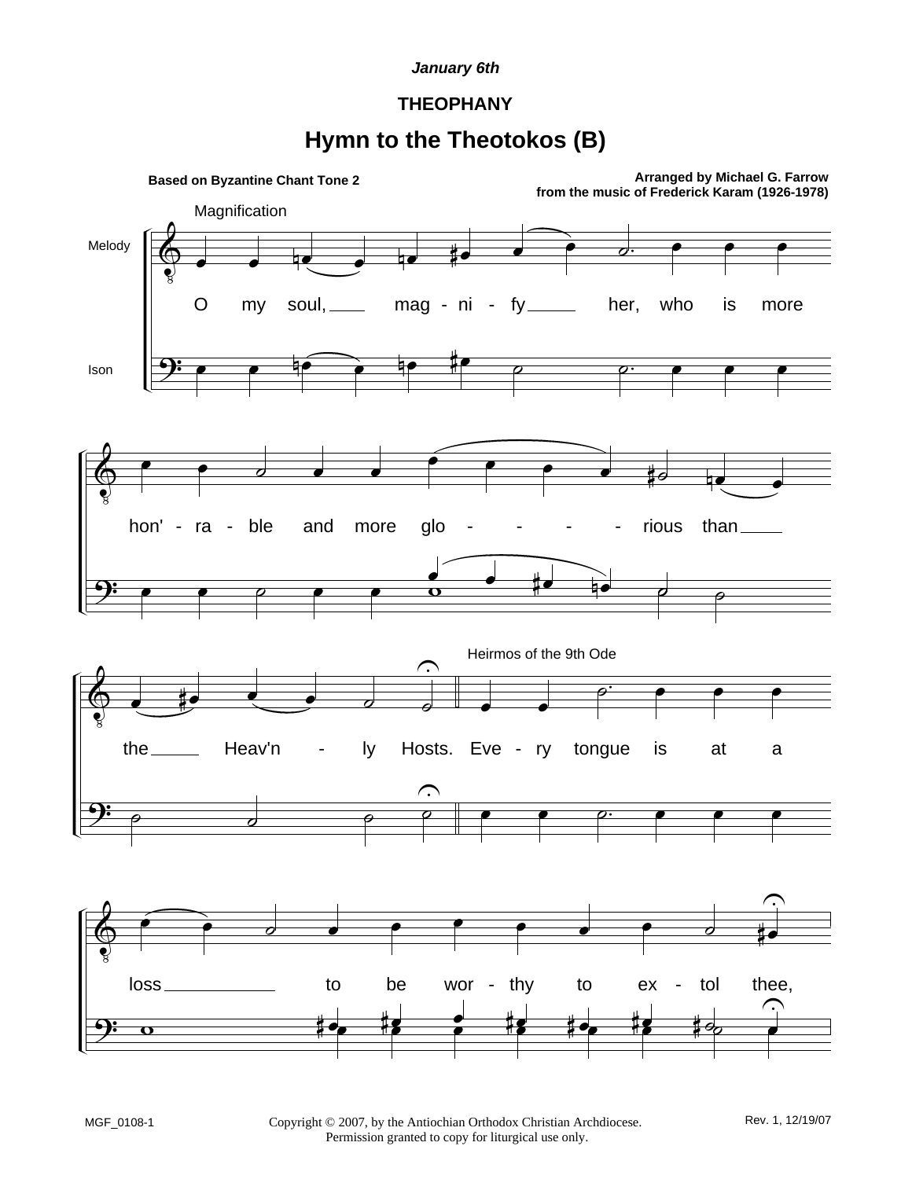*January 6th*

**THEOPHANY**

# Hymn to the Theotokos (B)

**Based on Byzantine Chant Tone 2**

**Arranged by Michael G. Farrow**
**from the music of Frederick Karam (1926-1978)**

Magnification

Melody

Ison

O my soul, mag - ni - fy her, who is more hon' - ra - ble and more glo - - - - rious than the Heav'n - ly Hosts.

Heirmos of the 9th Ode

Eve - ry tongue is at a loss to be wor - thy to ex - tol thee,

MGF_0108-1

Copyright © 2007, by the Antiochian Orthodox Christian Archdiocese.
Permission granted to copy for liturgical use only.

Rev. 1, 12/19/07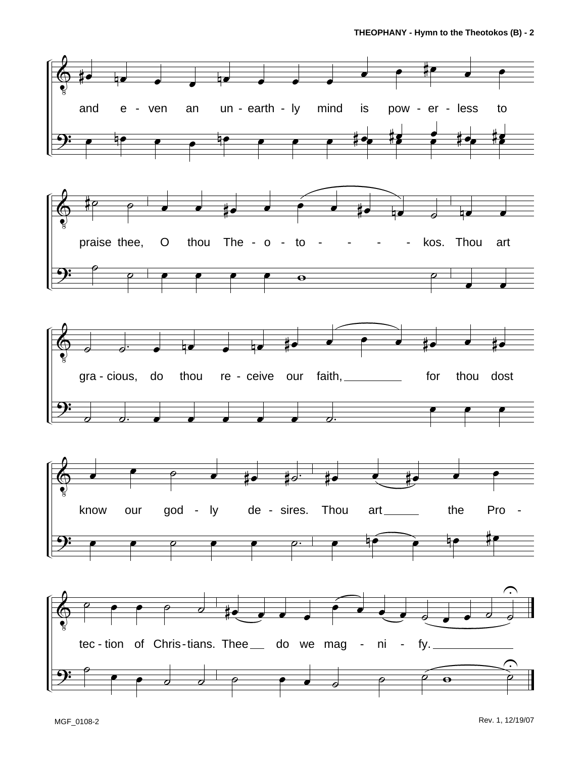and even an unearthly mind is powerless to

praise thee, O thou Theotokos. Thou art

gracious, do thou receive our faith, for thou dost

know our godly desires. Thou art the Pro-

tection of Christians. Thee do we magnify.

MGF_0108-2

Rev. 1, 12/19/07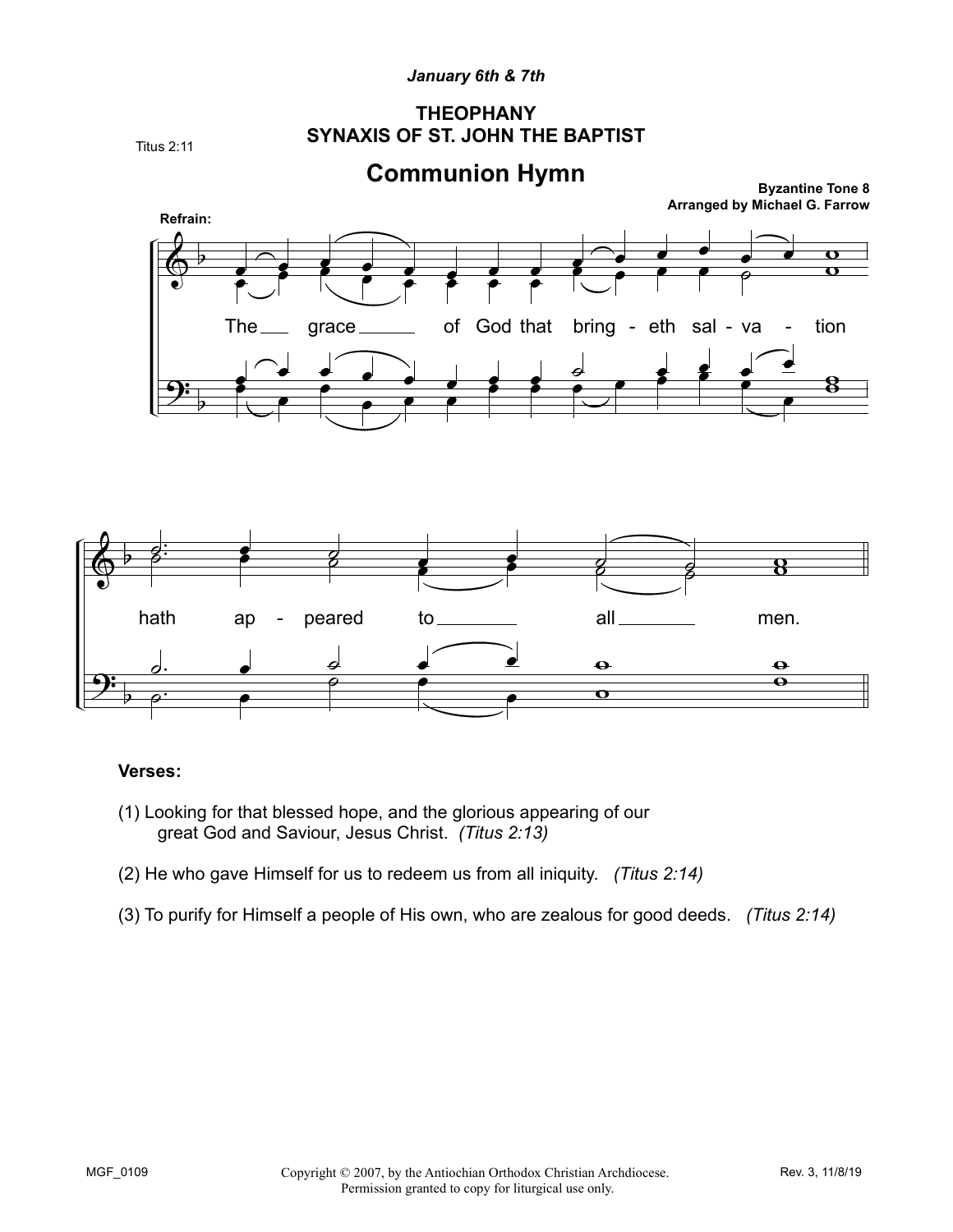*January 6th & 7th*

**THEOPHANY**
**SYNAXIS OF ST. JOHN THE BAPTIST**

Titus 2:11

## Communion Hymn

**Byzantine Tone 8**
**Arranged by Michael G. Farrow**

**Refrain:**

The grace of God that bringeth salvation hath appeared to all men.

**Verses:**

(1) Looking for that blessed hope, and the glorious appearing of our great God and Saviour, Jesus Christ. *(Titus 2:13)*

(2) He who gave Himself for us to redeem us from all iniquity. *(Titus 2:14)*

(3) To purify for Himself a people of His own, who are zealous for good deeds. *(Titus 2:14)*

MGF_0109 Copyright © 2007, by the Antiochian Orthodox Christian Archdiocese. Permission granted to copy for liturgical use only. Rev. 3, 11/8/19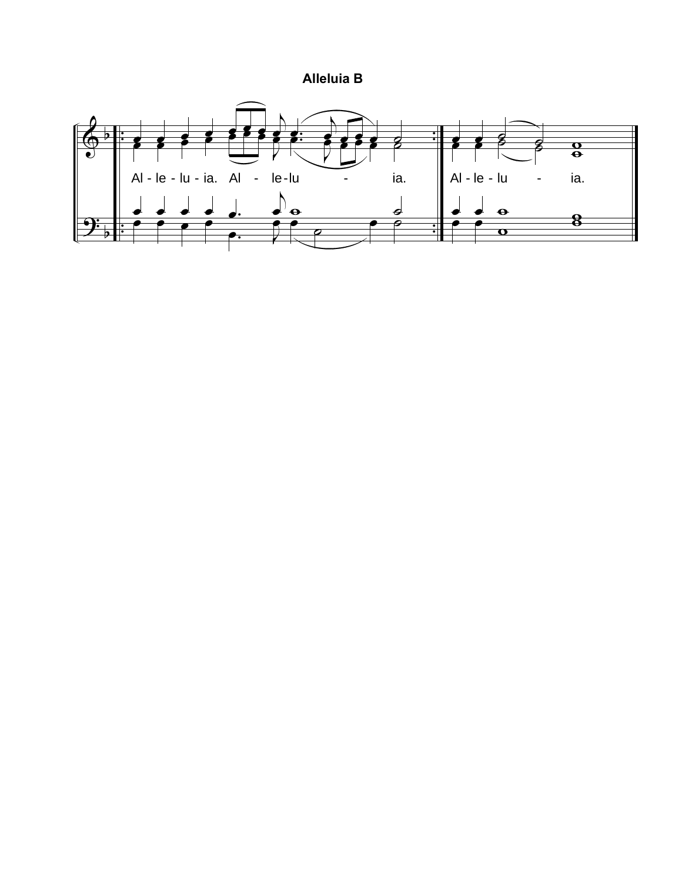# Alleluia B